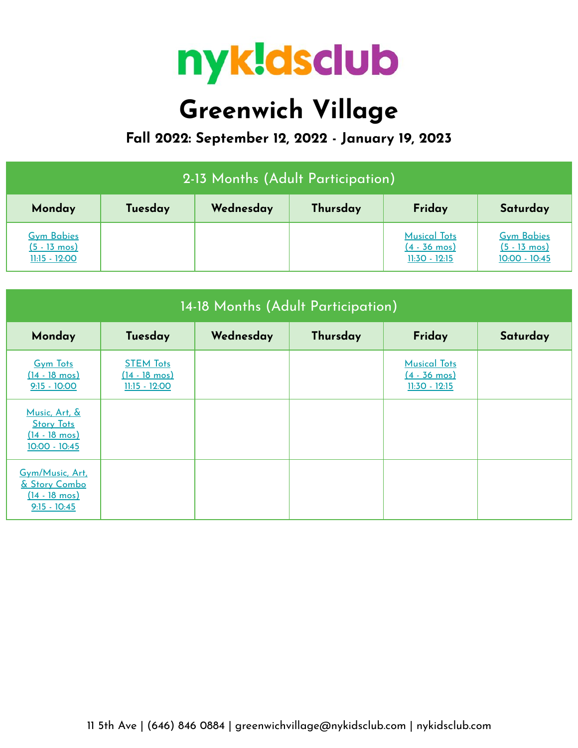# nyk!dsclub

# Greenwich Village

### Fall 2022: September 12, 2022 - January 19, 2023

| 2-13 Months (Adult Participation) | | | | | |
|---|---|---|---|---|---|
| **Monday** | **Tuesday** | **Wednesday** | **Thursday** | **Friday** | **Saturday** |
| Gym Babies (5 - 13 mos) 11:15 - 12:00 | | | | Musical Tots (4 - 36 mos) 11:30 - 12:15 | Gym Babies (5 - 13 mos) 10:00 - 10:45 |

| 14-18 Months (Adult Participation) | | | | | |
|---|---|---|---|---|---|
| **Monday** | **Tuesday** | **Wednesday** | **Thursday** | **Friday** | **Saturday** |
| Gym Tots (14 - 18 mos) 9:15 - 10:00 | STEM Tots (14 - 18 mos) 11:15 - 12:00 | | | Musical Tots (4 - 36 mos) 11:30 - 12:15 | |
| Music, Art, & Story Tots (14 - 18 mos) 10:00 - 10:45 | | | | | |
| Gym/Music, Art, & Story Combo (14 - 18 mos) 9:15 - 10:45 | | | | | |

11 5th Ave | (646) 846 0884 | greenwichvillage@nykidsclub.com | nykidsclub.com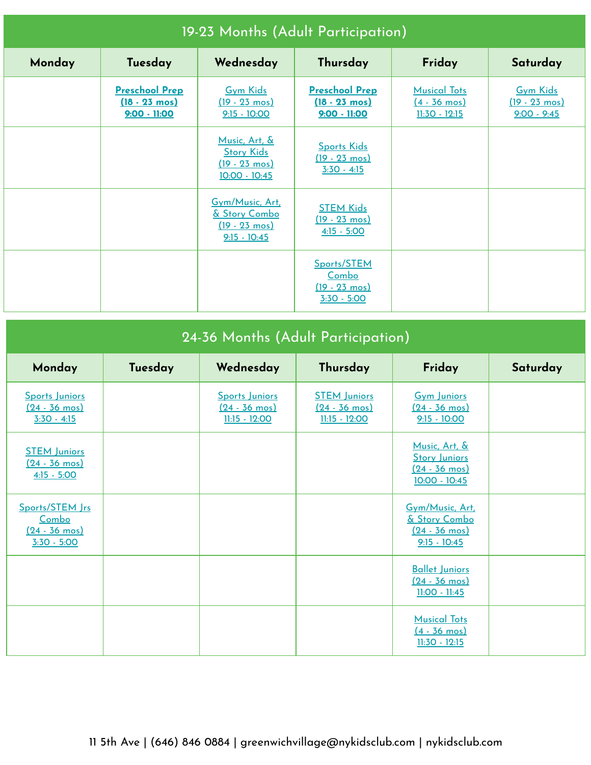## 19-23 Months (Adult Participation)

| Monday | Tuesday | Wednesday | Thursday | Friday | Saturday |
|---|---|---|---|---|---|
| | **Preschool Prep (18 - 23 mos) 9:00 - 11:00** | Gym Kids (19 - 23 mos) 9:15 - 10:00 | **Preschool Prep (18 - 23 mos) 9:00 - 11:00** | Musical Tots (4 - 36 mos) 11:30 - 12:15 | Gym Kids (19 - 23 mos) 9:00 - 9:45 |
| | | Music, Art, & Story Kids (19 - 23 mos) 10:00 - 10:45 | Sports Kids (19 - 23 mos) 3:30 - 4:15 | | |
| | | Gym/Music, Art, & Story Combo (19 - 23 mos) 9:15 - 10:45 | STEM Kids (19 - 23 mos) 4:15 - 5:00 | | |
| | | | Sports/STEM Combo (19 - 23 mos) 3:30 - 5:00 | | |

## 24-36 Months (Adult Participation)

| Monday | Tuesday | Wednesday | Thursday | Friday | Saturday |
|---|---|---|---|---|---|
| Sports Juniors (24 - 36 mos) 3:30 - 4:15 | | Sports Juniors (24 - 36 mos) 11:15 - 12:00 | STEM Juniors (24 - 36 mos) 11:15 - 12:00 | Gym Juniors (24 - 36 mos) 9:15 - 10:00 | |
| STEM Juniors (24 - 36 mos) 4:15 - 5:00 | | | | Music, Art, & Story Juniors (24 - 36 mos) 10:00 - 10:45 | |
| Sports/STEM Jrs Combo (24 - 36 mos) 3:30 - 5:00 | | | | Gym/Music, Art, & Story Combo (24 - 36 mos) 9:15 - 10:45 | |
| | | | | Ballet Juniors (24 - 36 mos) 11:00 - 11:45 | |
| | | | | Musical Tots (4 - 36 mos) 11:30 - 12:15 | |

11 5th Ave | (646) 846 0884 | greenwichvillage@nykidsclub.com | nykidsclub.com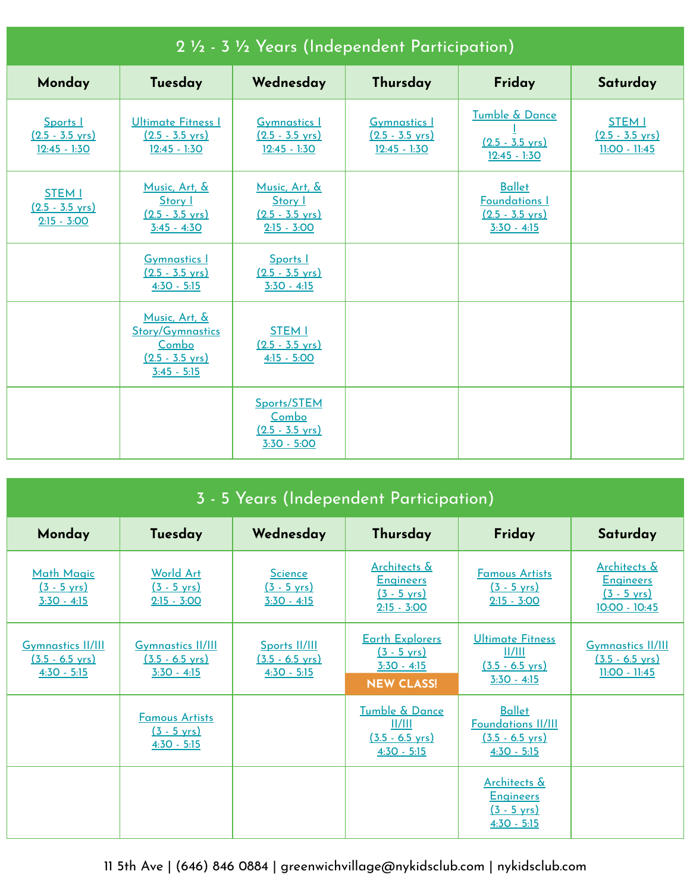## 2 ½ - 3 ½ Years (Independent Participation)

| Monday | Tuesday | Wednesday | Thursday | Friday | Saturday |
|---|---|---|---|---|---|
| Sports I (2.5 - 3.5 yrs) 12:45 - 1:30 | Ultimate Fitness I (2.5 - 3.5 yrs) 12:45 - 1:30 | Gymnastics I (2.5 - 3.5 yrs) 12:45 - 1:30 | Gymnastics I (2.5 - 3.5 yrs) 12:45 - 1:30 | Tumble & Dance I (2.5 - 3.5 yrs) 12:45 - 1:30 | STEM I (2.5 - 3.5 yrs) 11:00 - 11:45 |
| STEM I (2.5 - 3.5 yrs) 2:15 - 3:00 | Music, Art, & Story I (2.5 - 3.5 yrs) 3:45 - 4:30 | Music, Art, & Story I (2.5 - 3.5 yrs) 2:15 - 3:00 | | Ballet Foundations I (2.5 - 3.5 yrs) 3:30 - 4:15 | |
| | Gymnastics I (2.5 - 3.5 yrs) 4:30 - 5:15 | Sports I (2.5 - 3.5 yrs) 3:30 - 4:15 | | | |
| | Music, Art, & Story/Gymnastics Combo (2.5 - 3.5 yrs) 3:45 - 5:15 | STEM I (2.5 - 3.5 yrs) 4:15 - 5:00 | | | |
| | | Sports/STEM Combo (2.5 - 3.5 yrs) 3:30 - 5:00 | | | |

## 3 - 5 Years (Independent Participation)

| Monday | Tuesday | Wednesday | Thursday | Friday | Saturday |
|---|---|---|---|---|---|
| Math Magic (3 - 5 yrs) 3:30 - 4:15 | World Art (3 - 5 yrs) 2:15 - 3:00 | Science (3 - 5 yrs) 3:30 - 4:15 | Architects & Engineers (3 - 5 yrs) 2:15 - 3:00 | Famous Artists (3 - 5 yrs) 2:15 - 3:00 | Architects & Engineers (3 - 5 yrs) 10:00 - 10:45 |
| Gymnastics II/III (3.5 - 6.5 yrs) 4:30 - 5:15 | Gymnastics II/III (3.5 - 6.5 yrs) 3:30 - 4:15 | Sports II/III (3.5 - 6.5 yrs) 4:30 - 5:15 | Earth Explorers (3 - 5 yrs) 3:30 - 4:15 NEW CLASS! | Ultimate Fitness II/III (3.5 - 6.5 yrs) 3:30 - 4:15 | Gymnastics II/III (3.5 - 6.5 yrs) 11:00 - 11:45 |
| | Famous Artists (3 - 5 yrs) 4:30 - 5:15 | | Tumble & Dance II/III (3.5 - 6.5 yrs) 4:30 - 5:15 | Ballet Foundations II/III (3.5 - 6.5 yrs) 4:30 - 5:15 | |
| | | | | Architects & Engineers (3 - 5 yrs) 4:30 - 5:15 | |

11 5th Ave | (646) 846 0884 | greenwichvillage@nykidsclub.com | nykidsclub.com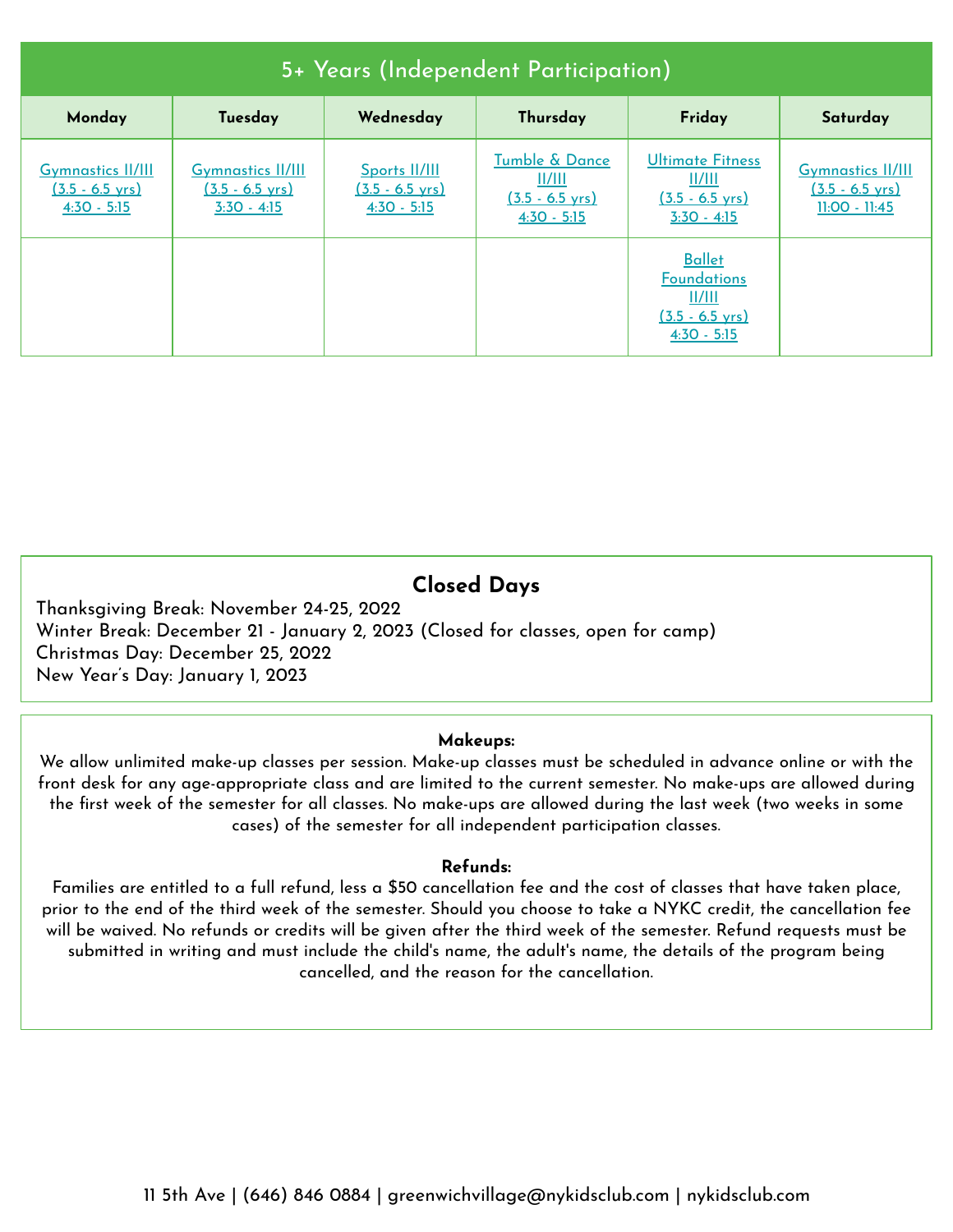| 5+ Years (Independent Participation) | | | | | |
|---|---|---|---|---|---|
| **Monday** | **Tuesday** | **Wednesday** | **Thursday** | **Friday** | **Saturday** |
| Gymnastics II/III (3.5 - 6.5 yrs) 4:30 - 5:15 | Gymnastics II/III (3.5 - 6.5 yrs) 3:30 - 4:15 | Sports II/III (3.5 - 6.5 yrs) 4:30 - 5:15 | Tumble & Dance II/III (3.5 - 6.5 yrs) 4:30 - 5:15 | Ultimate Fitness II/III (3.5 - 6.5 yrs) 3:30 - 4:15 | Gymnastics II/III (3.5 - 6.5 yrs) 11:00 - 11:45 |
| | | | | Ballet Foundations II/III (3.5 - 6.5 yrs) 4:30 - 5:15 | |

## Closed Days

Thanksgiving Break: November 24-25, 2022
Winter Break: December 21 - January 2, 2023 (Closed for classes, open for camp)
Christmas Day: December 25, 2022
New Year's Day: January 1, 2023

**Makeups:**

We allow unlimited make-up classes per session. Make-up classes must be scheduled in advance online or with the front desk for any age-appropriate class and are limited to the current semester. No make-ups are allowed during the first week of the semester for all classes. No make-ups are allowed during the last week (two weeks in some cases) of the semester for all independent participation classes.

**Refunds:**

Families are entitled to a full refund, less a $50 cancellation fee and the cost of classes that have taken place, prior to the end of the third week of the semester. Should you choose to take a NYKC credit, the cancellation fee will be waived. No refunds or credits will be given after the third week of the semester. Refund requests must be submitted in writing and must include the child's name, the adult's name, the details of the program being cancelled, and the reason for the cancellation.

11 5th Ave | (646) 846 0884 | greenwichvillage@nykidsclub.com | nykidsclub.com